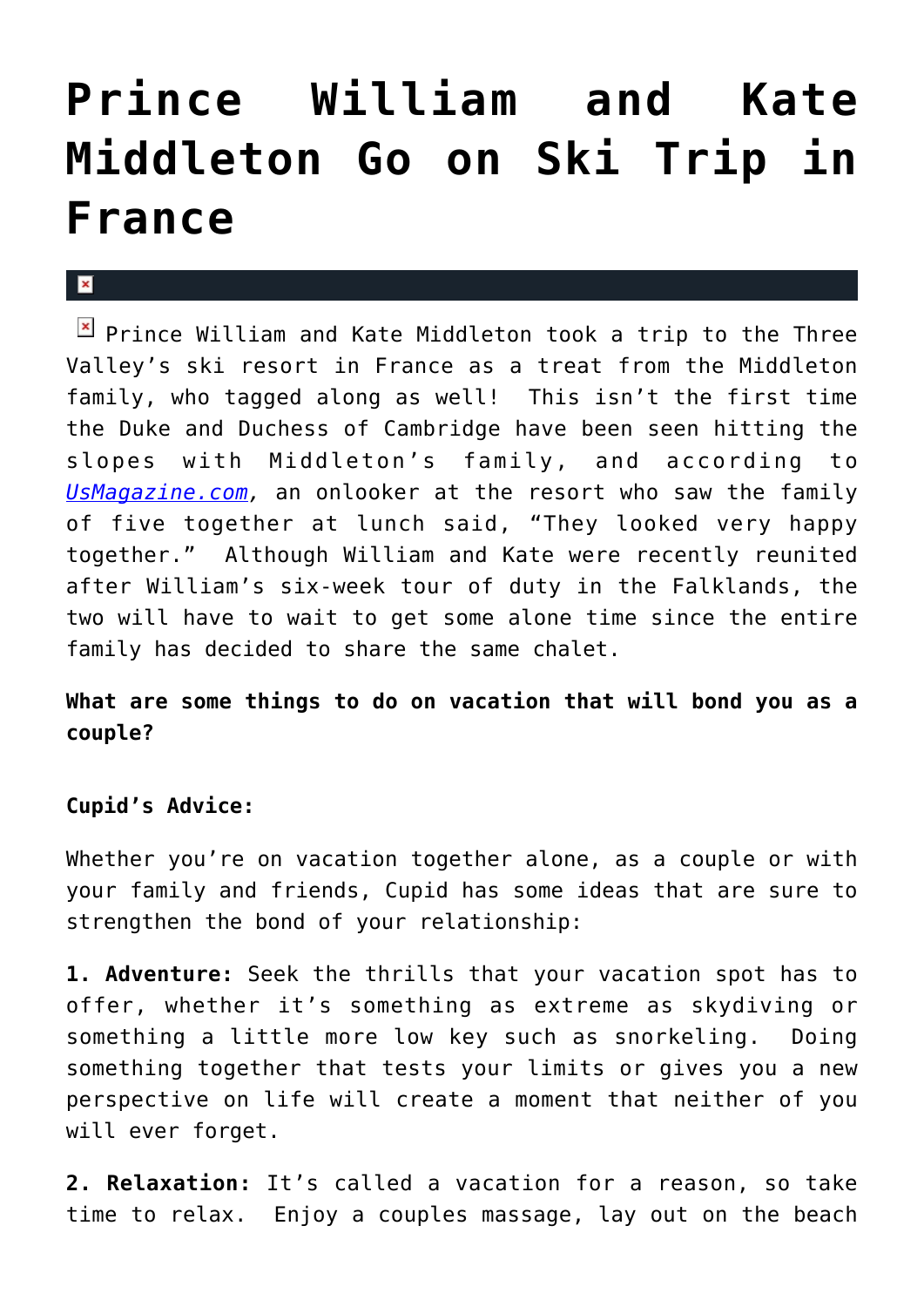# Prince William and Kate Middleton Go on Ski Trip in France

Prince William and Kate Middleton took a trip to the Three Valley's ski resort in France as a treat from the Middleton family, who tagged along as well! This isn't the first time the Duke and Duchess of Cambridge have been seen hitting the slopes with Middleton's family, and according to *UsMagazine.com*, an onlooker at the resort who saw the family of five together at lunch said, "They looked very happy together." Although William and Kate were recently reunited after William's six-week tour of duty in the Falklands, the two will have to wait to get some alone time since the entire family has decided to share the same chalet.

**What are some things to do on vacation that will bond you as a couple?**

**Cupid's Advice:**

Whether you're on vacation together alone, as a couple or with your family and friends, Cupid has some ideas that are sure to strengthen the bond of your relationship:

**1. Adventure:** Seek the thrills that your vacation spot has to offer, whether it's something as extreme as skydiving or something a little more low key such as snorkeling. Doing something together that tests your limits or gives you a new perspective on life will create a moment that neither of you will ever forget.

**2. Relaxation:** It's called a vacation for a reason, so take time to relax. Enjoy a couples massage, lay out on the beach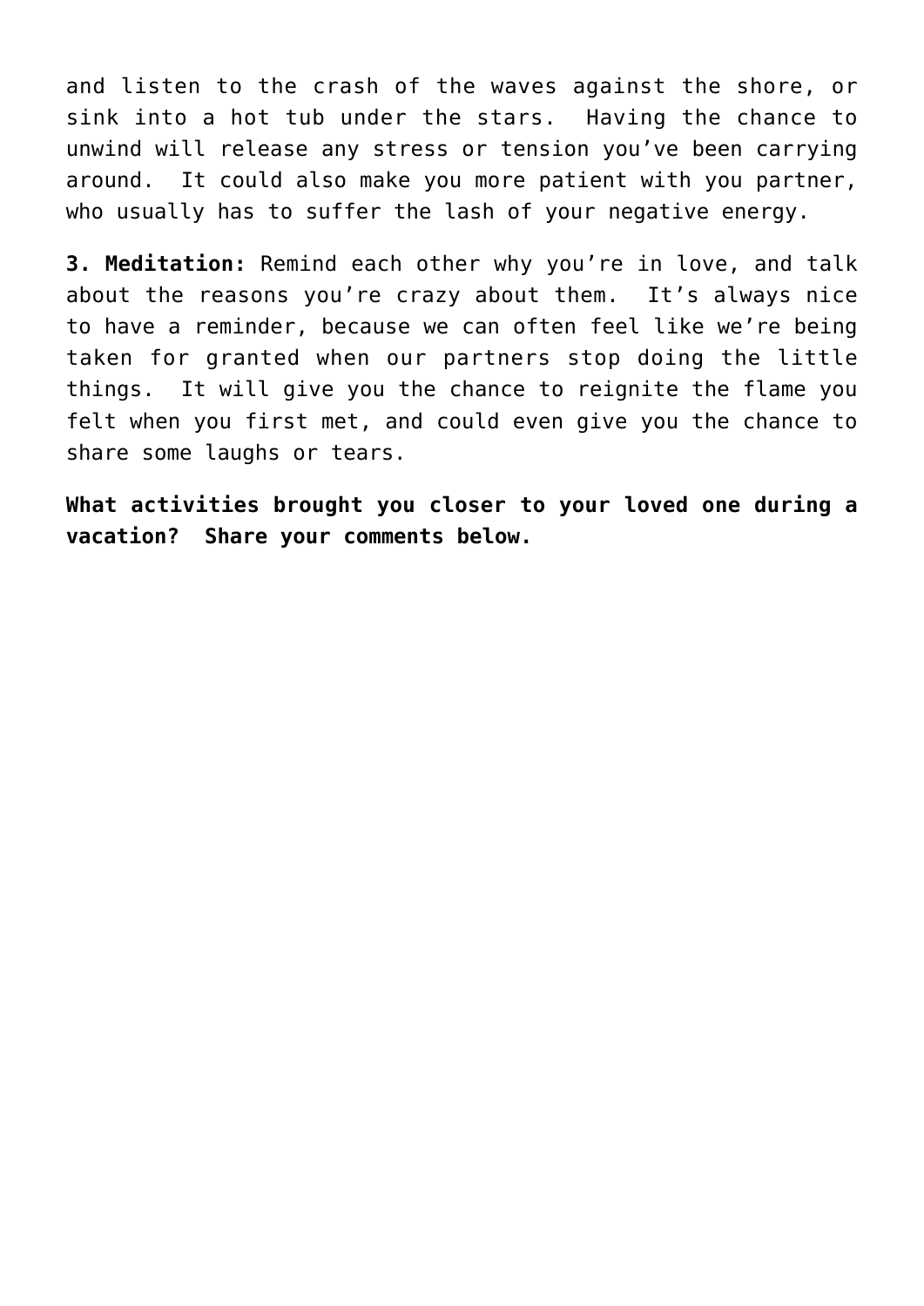and listen to the crash of the waves against the shore, or sink into a hot tub under the stars.  Having the chance to unwind will release any stress or tension you've been carrying around.  It could also make you more patient with you partner, who usually has to suffer the lash of your negative energy.

**3. Meditation:** Remind each other why you're in love, and talk about the reasons you're crazy about them.  It's always nice to have a reminder, because we can often feel like we're being taken for granted when our partners stop doing the little things.  It will give you the chance to reignite the flame you felt when you first met, and could even give you the chance to share some laughs or tears.

**What activities brought you closer to your loved one during a vacation?  Share your comments below.**